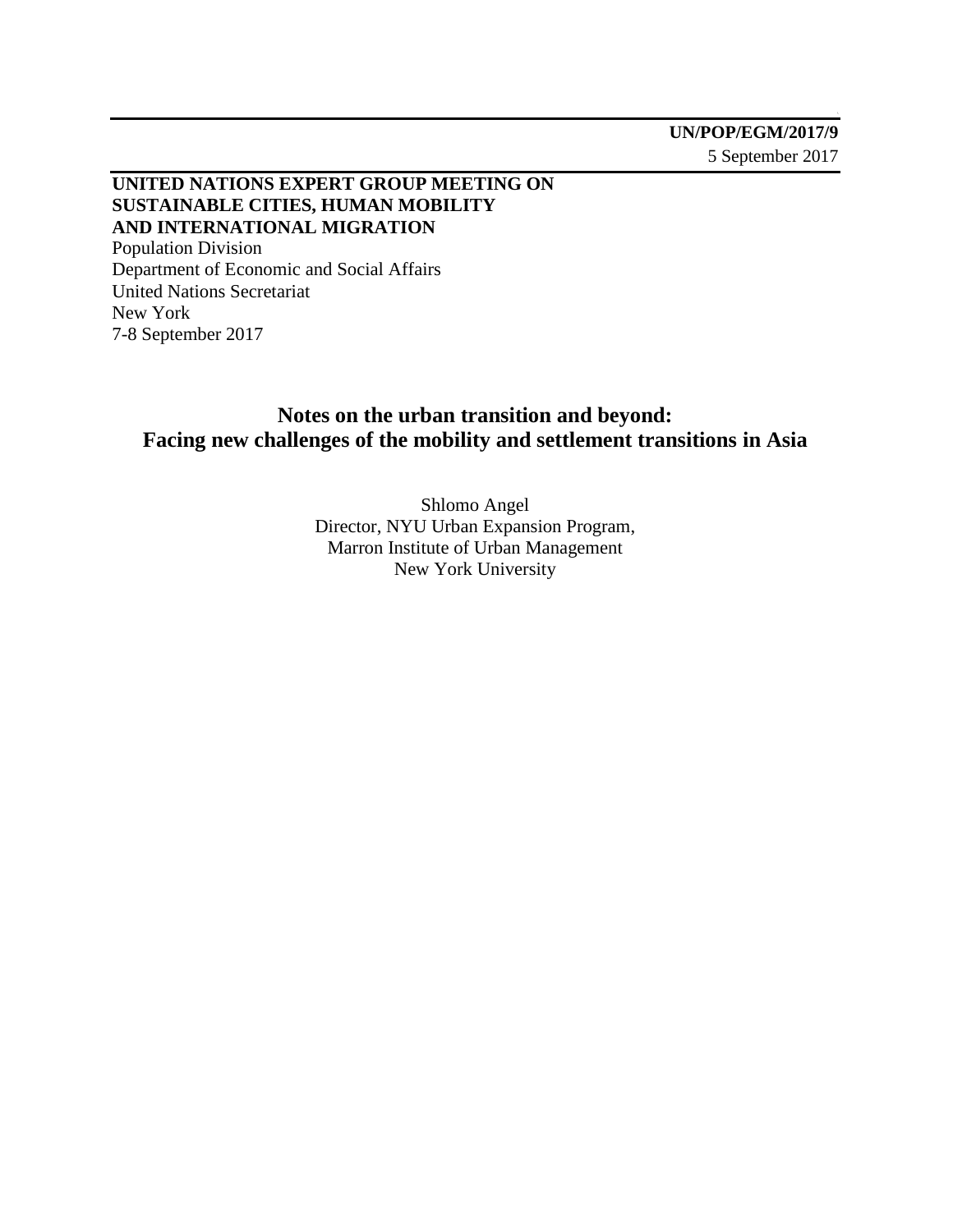**UN/POP/EGM/2017/9**
5 September 2017

**UNITED NATIONS EXPERT GROUP MEETING ON SUSTAINABLE CITIES, HUMAN MOBILITY AND INTERNATIONAL MIGRATION**
Population Division
Department of Economic and Social Affairs
United Nations Secretariat
New York
7-8 September 2017

# Notes on the urban transition and beyond: Facing new challenges of the mobility and settlement transitions in Asia

Shlomo Angel
Director, NYU Urban Expansion Program,
Marron Institute of Urban Management
New York University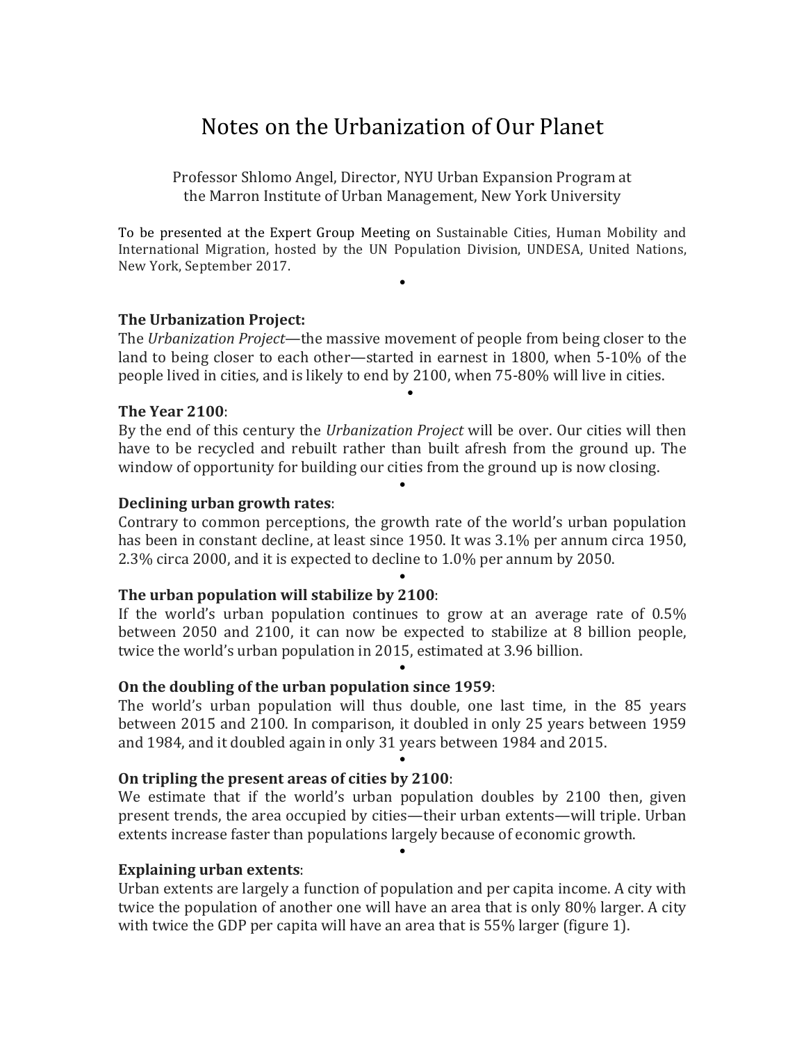# Notes on the Urbanization of Our Planet

Professor Shlomo Angel, Director, NYU Urban Expansion Program at the Marron Institute of Urban Management, New York University

To be presented at the Expert Group Meeting on Sustainable Cities, Human Mobility and International Migration, hosted by the UN Population Division, UNDESA, United Nations, New York, September 2017.

•

**The Urbanization Project:**
The *Urbanization Project*—the massive movement of people from being closer to the land to being closer to each other—started in earnest in 1800, when 5-10% of the people lived in cities, and is likely to end by 2100, when 75-80% will live in cities.

•

**The Year 2100**:
By the end of this century the *Urbanization Project* will be over. Our cities will then have to be recycled and rebuilt rather than built afresh from the ground up. The window of opportunity for building our cities from the ground up is now closing.

•

**Declining urban growth rates**:
Contrary to common perceptions, the growth rate of the world's urban population has been in constant decline, at least since 1950. It was 3.1% per annum circa 1950, 2.3% circa 2000, and it is expected to decline to 1.0% per annum by 2050.

•

**The urban population will stabilize by 2100**:
If the world's urban population continues to grow at an average rate of 0.5% between 2050 and 2100, it can now be expected to stabilize at 8 billion people, twice the world's urban population in 2015, estimated at 3.96 billion.

•

**On the doubling of the urban population since 1959**:
The world's urban population will thus double, one last time, in the 85 years between 2015 and 2100. In comparison, it doubled in only 25 years between 1959 and 1984, and it doubled again in only 31 years between 1984 and 2015.

•

**On tripling the present areas of cities by 2100**:
We estimate that if the world's urban population doubles by 2100 then, given present trends, the area occupied by cities—their urban extents—will triple. Urban extents increase faster than populations largely because of economic growth.

•

**Explaining urban extents**:
Urban extents are largely a function of population and per capita income. A city with twice the population of another one will have an area that is only 80% larger. A city with twice the GDP per capita will have an area that is 55% larger (figure 1).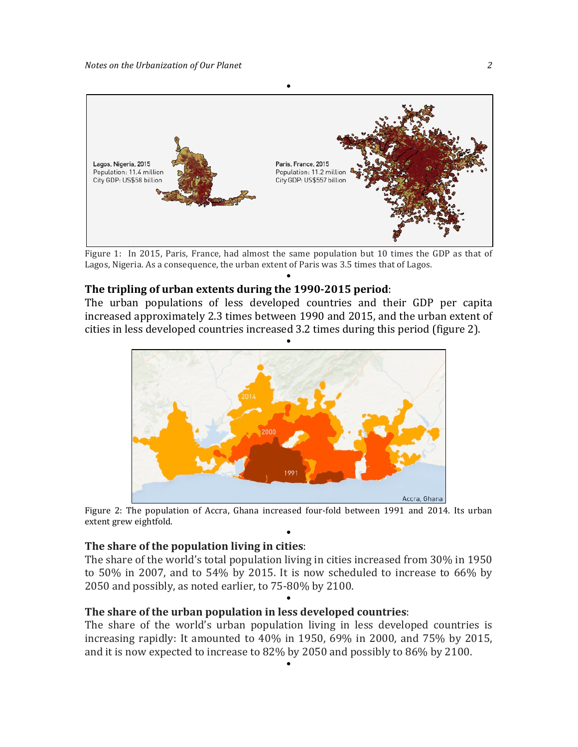•

Figure 1: In 2015, Paris, France, had almost the same population but 10 times the GDP as that of Lagos, Nigeria. As a consequence, the urban extent of Paris was 3.5 times that of Lagos.

•

**The tripling of urban extents during the 1990-2015 period**:
The urban populations of less developed countries and their GDP per capita increased approximately 2.3 times between 1990 and 2015, and the urban extent of cities in less developed countries increased 3.2 times during this period (figure 2).

•

Figure 2: The population of Accra, Ghana increased four-fold between 1991 and 2014. Its urban extent grew eightfold.

•

**The share of the population living in cities**:
The share of the world's total population living in cities increased from 30% in 1950 to 50% in 2007, and to 54% by 2015. It is now scheduled to increase to 66% by 2050 and possibly, as noted earlier, to 75-80% by 2100.

•

**The share of the urban population in less developed countries**:
The share of the world's urban population living in less developed countries is increasing rapidly: It amounted to 40% in 1950, 69% in 2000, and 75% by 2015, and it is now expected to increase to 82% by 2050 and possibly to 86% by 2100.

•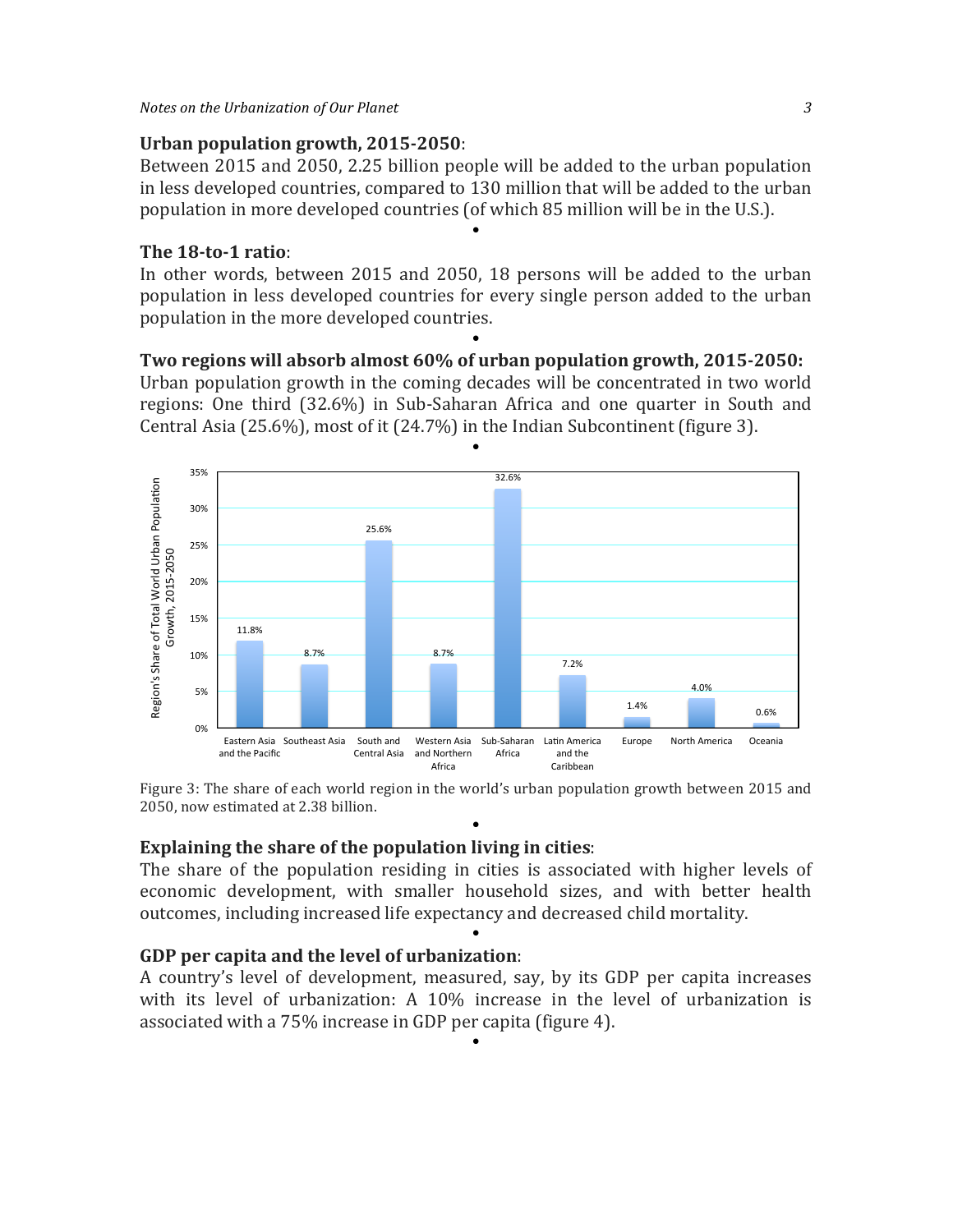**Urban population growth, 2015-2050**:

Between 2015 and 2050, 2.25 billion people will be added to the urban population in less developed countries, compared to 130 million that will be added to the urban population in more developed countries (of which 85 million will be in the U.S.).

•

**The 18-to-1 ratio**:

In other words, between 2015 and 2050, 18 persons will be added to the urban population in less developed countries for every single person added to the urban population in the more developed countries.

•

**Two regions will absorb almost 60% of urban population growth, 2015-2050:**

Urban population growth in the coming decades will be concentrated in two world regions: One third (32.6%) in Sub-Saharan Africa and one quarter in South and Central Asia (25.6%), most of it (24.7%) in the Indian Subcontinent (figure 3).

•

| Region | Region's Share of Total World Urban Population Growth, 2015-2050 |
|---|---|
| Eastern Asia and the Pacific | 11.8% |
| Southeast Asia | 8.7% |
| South and Central Asia | 25.6% |
| Western Asia and Northern Africa | 8.7% |
| Sub-Saharan Africa | 32.6% |
| Latin America and the Caribbean | 7.2% |
| Europe | 1.4% |
| North America | 4.0% |
| Oceania | 0.6% |

Figure 3: The share of each world region in the world's urban population growth between 2015 and 2050, now estimated at 2.38 billion.

•

**Explaining the share of the population living in cities**:

The share of the population residing in cities is associated with higher levels of economic development, with smaller household sizes, and with better health outcomes, including increased life expectancy and decreased child mortality.

•

**GDP per capita and the level of urbanization**:

A country's level of development, measured, say, by its GDP per capita increases with its level of urbanization: A 10% increase in the level of urbanization is associated with a 75% increase in GDP per capita (figure 4).

•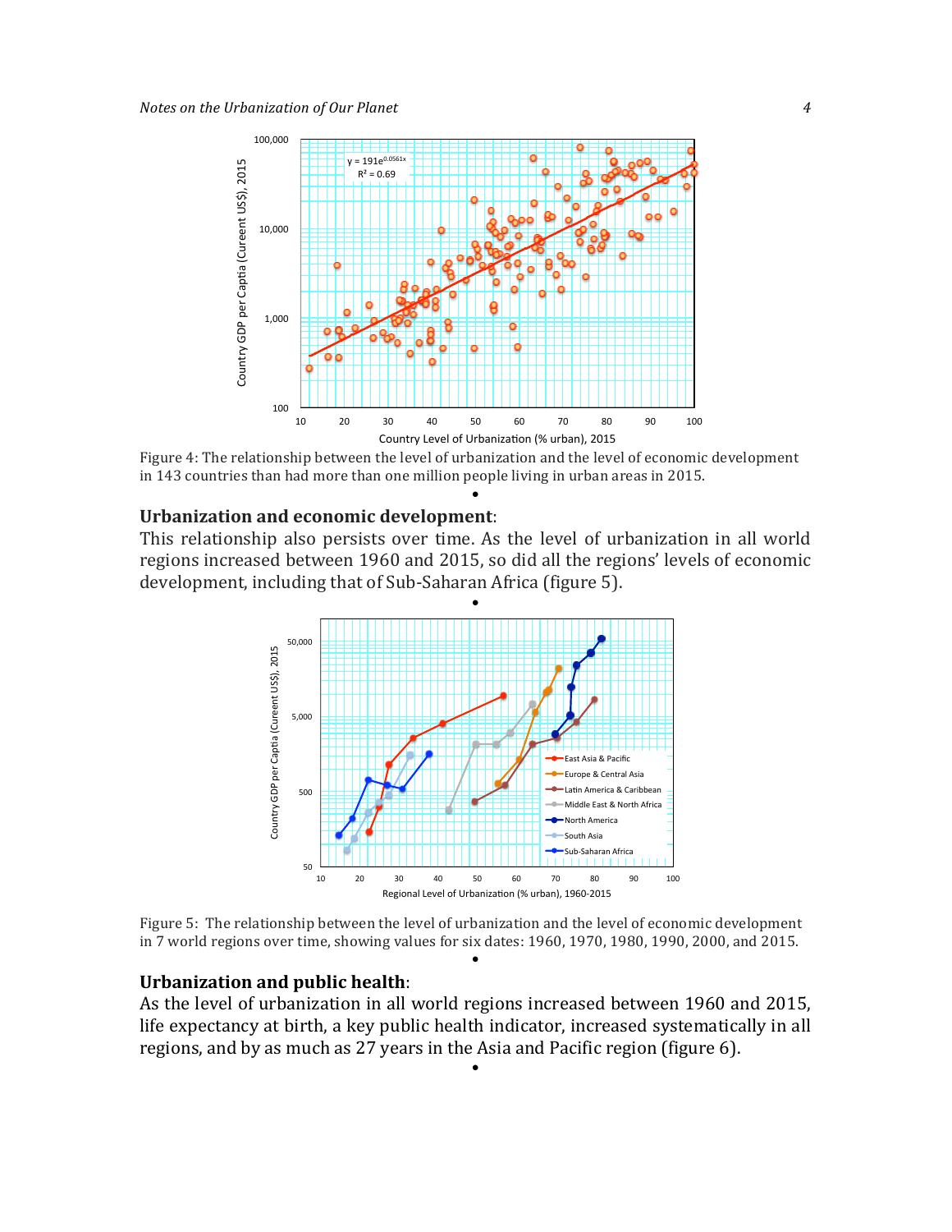Figure 4: The relationship between the level of urbanization and the level of economic development in 143 countries than had more than one million people living in urban areas in 2015.

•

**Urbanization and economic development**:

This relationship also persists over time. As the level of urbanization in all world regions increased between 1960 and 2015, so did all the regions' levels of economic development, including that of Sub-Saharan Africa (figure 5).

•

Figure 5: The relationship between the level of urbanization and the level of economic development in 7 world regions over time, showing values for six dates: 1960, 1970, 1980, 1990, 2000, and 2015.

•

**Urbanization and public health**:

As the level of urbanization in all world regions increased between 1960 and 2015, life expectancy at birth, a key public health indicator, increased systematically in all regions, and by as much as 27 years in the Asia and Pacific region (figure 6).

•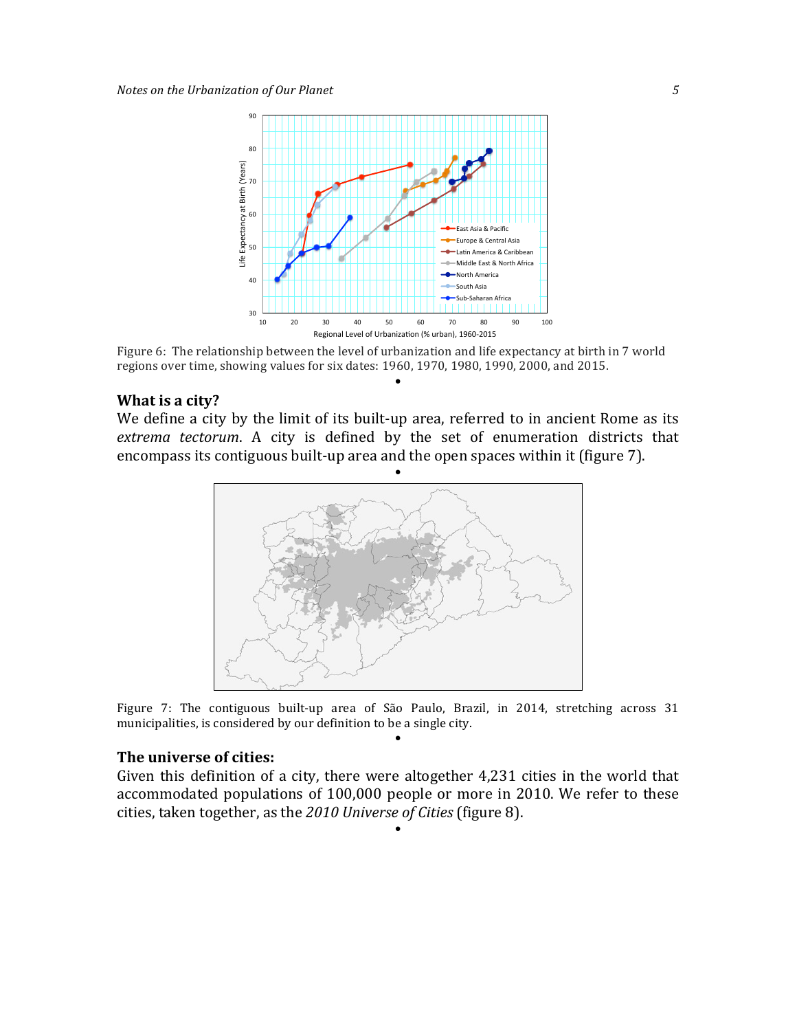Figure 6: The relationship between the level of urbanization and life expectancy at birth in 7 world regions over time, showing values for six dates: 1960, 1970, 1980, 1990, 2000, and 2015.

•

## What is a city?

We define a city by the limit of its built-up area, referred to in ancient Rome as its *extrema tectorum*. A city is defined by the set of enumeration districts that encompass its contiguous built-up area and the open spaces within it (figure 7).

•

Figure 7: The contiguous built-up area of São Paulo, Brazil, in 2014, stretching across 31 municipalities, is considered by our definition to be a single city.

•

## The universe of cities:

Given this definition of a city, there were altogether 4,231 cities in the world that accommodated populations of 100,000 people or more in 2010. We refer to these cities, taken together, as the *2010 Universe of Cities* (figure 8).

•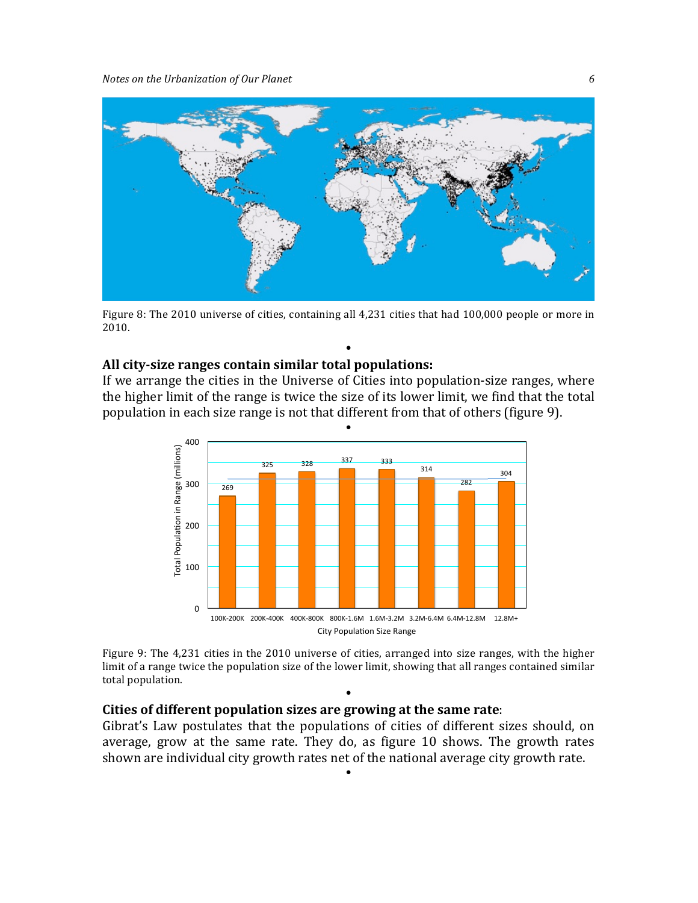Figure 8: The 2010 universe of cities, containing all 4,231 cities that had 100,000 people or more in 2010.

•

**All city-size ranges contain similar total populations:**
If we arrange the cities in the Universe of Cities into population-size ranges, where the higher limit of the range is twice the size of its lower limit, we find that the total population in each size range is not that different from that of others (figure 9).

•

Figure 9: The 4,231 cities in the 2010 universe of cities, arranged into size ranges, with the higher limit of a range twice the population size of the lower limit, showing that all ranges contained similar total population.

•

**Cities of different population sizes are growing at the same rate**:
Gibrat's Law postulates that the populations of cities of different sizes should, on average, grow at the same rate. They do, as figure 10 shows. The growth rates shown are individual city growth rates net of the national average city growth rate.

•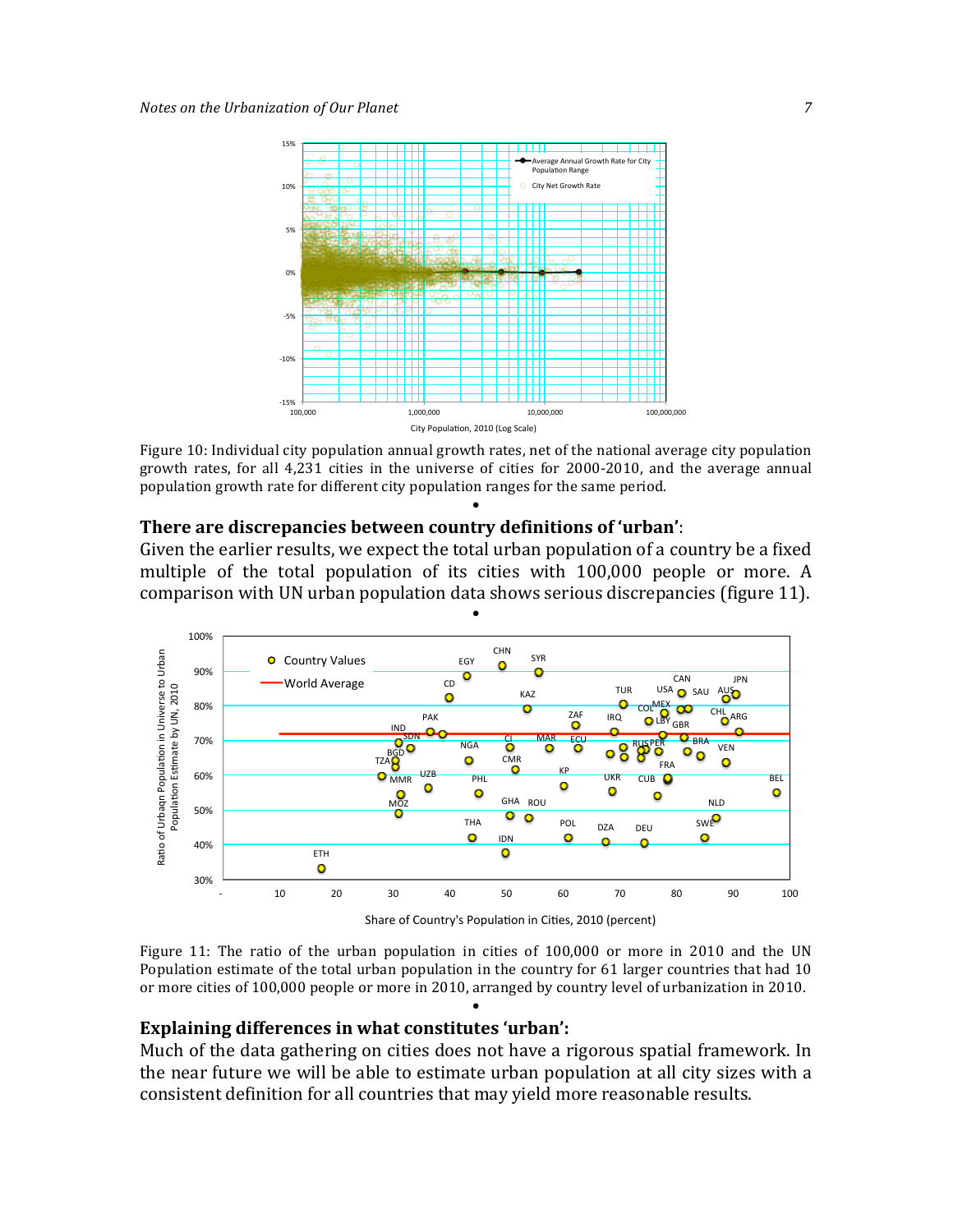Figure 10: Individual city population annual growth rates, net of the national average city population growth rates, for all 4,231 cities in the universe of cities for 2000-2010, and the average annual population growth rate for different city population ranges for the same period.

•

## There are discrepancies between country definitions of 'urban':

Given the earlier results, we expect the total urban population of a country be a fixed multiple of the total population of its cities with 100,000 people or more. A comparison with UN urban population data shows serious discrepancies (figure 11).

•

Figure 11: The ratio of the urban population in cities of 100,000 or more in 2010 and the UN Population estimate of the total urban population in the country for 61 larger countries that had 10 or more cities of 100,000 people or more in 2010, arranged by country level of urbanization in 2010.

•

## Explaining differences in what constitutes 'urban':

Much of the data gathering on cities does not have a rigorous spatial framework. In the near future we will be able to estimate urban population at all city sizes with a consistent definition for all countries that may yield more reasonable results.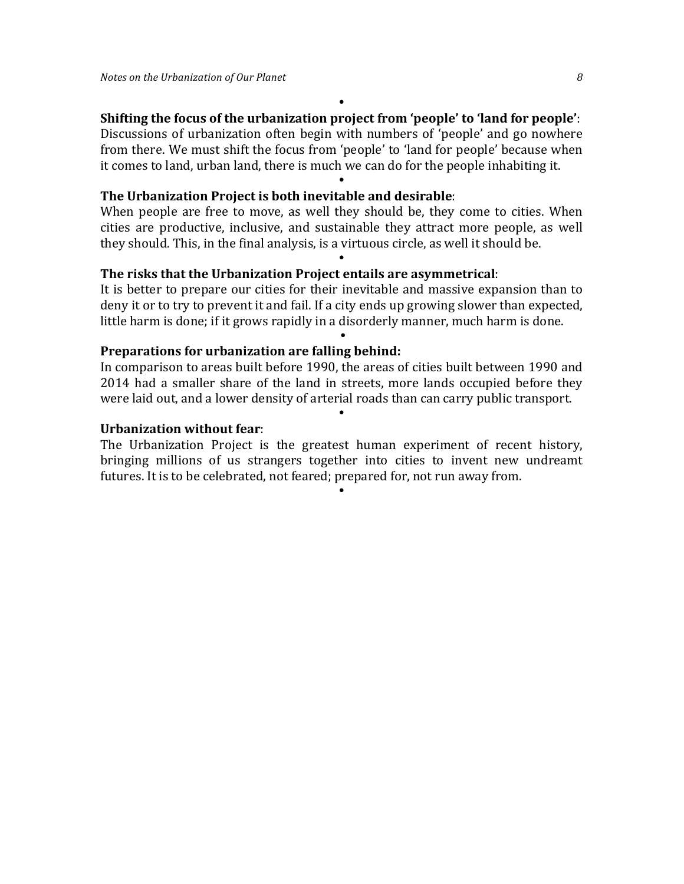•

**Shifting the focus of the urbanization project from 'people' to 'land for people'**:
Discussions of urbanization often begin with numbers of 'people' and go nowhere from there. We must shift the focus from 'people' to 'land for people' because when it comes to land, urban land, there is much we can do for the people inhabiting it.

•

**The Urbanization Project is both inevitable and desirable**:
When people are free to move, as well they should be, they come to cities. When cities are productive, inclusive, and sustainable they attract more people, as well they should. This, in the final analysis, is a virtuous circle, as well it should be.

•

**The risks that the Urbanization Project entails are asymmetrical**:
It is better to prepare our cities for their inevitable and massive expansion than to deny it or to try to prevent it and fail. If a city ends up growing slower than expected, little harm is done; if it grows rapidly in a disorderly manner, much harm is done.

•

**Preparations for urbanization are falling behind:**
In comparison to areas built before 1990, the areas of cities built between 1990 and 2014 had a smaller share of the land in streets, more lands occupied before they were laid out, and a lower density of arterial roads than can carry public transport.

•

**Urbanization without fear**:
The Urbanization Project is the greatest human experiment of recent history, bringing millions of us strangers together into cities to invent new undreamt futures. It is to be celebrated, not feared; prepared for, not run away from.

•